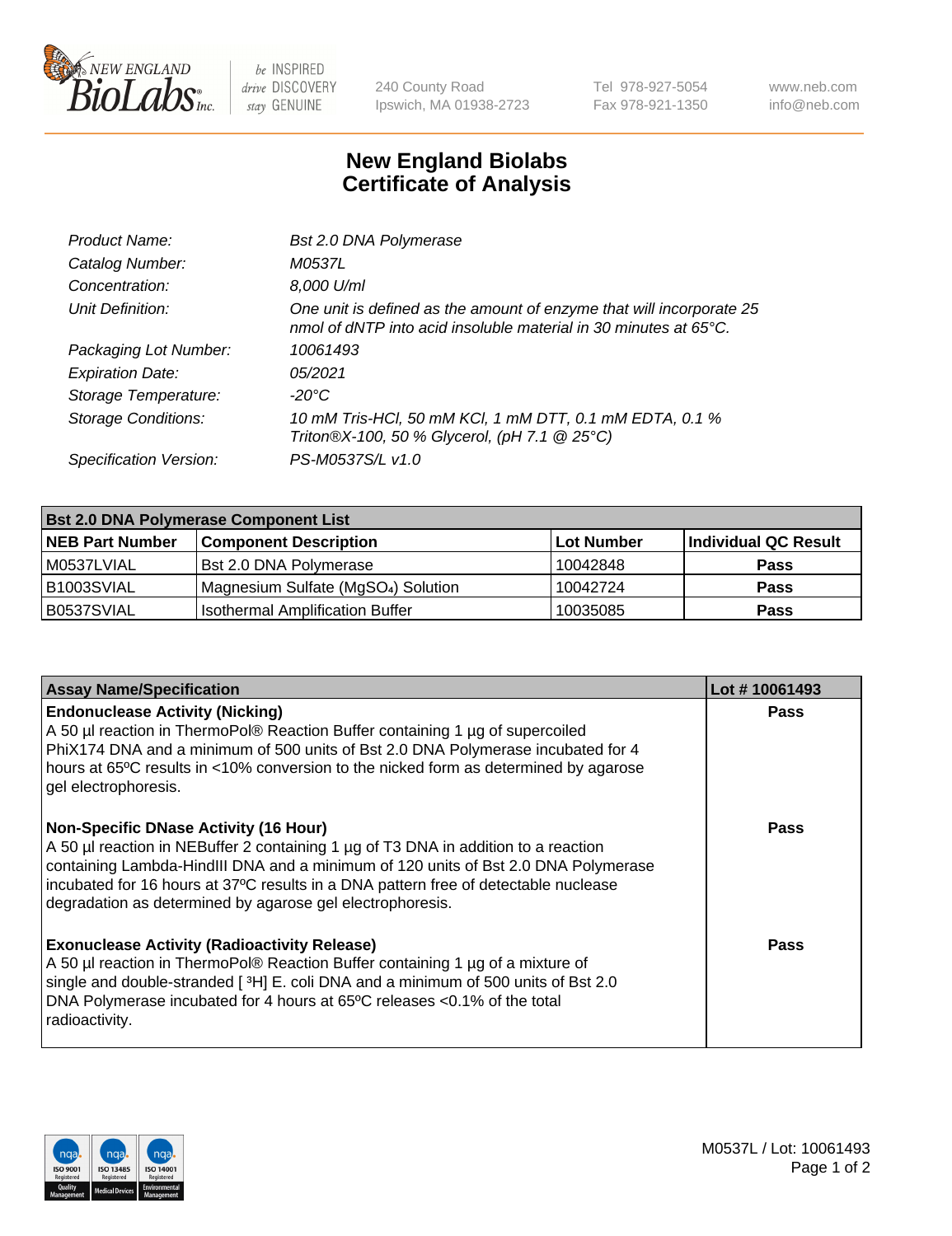240 County Road
Ipswich, MA 01938-2723

Tel 978-927-5054
Fax 978-921-1350

www.neb.com
info@neb.com

# New England Biolabs
# Certificate of Analysis

| | |
|---|---|
| *Product Name:* | *Bst 2.0 DNA Polymerase* |
| *Catalog Number:* | *M0537L* |
| *Concentration:* | *8,000 U/ml* |
| *Unit Definition:* | *One unit is defined as the amount of enzyme that will incorporate 25 nmol of dNTP into acid insoluble material in 30 minutes at 65°C.* |
| *Packaging Lot Number:* | *10061493* |
| *Expiration Date:* | *05/2021* |
| *Storage Temperature:* | *-20°C* |
| *Storage Conditions:* | *10 mM Tris-HCl, 50 mM KCl, 1 mM DTT, 0.1 mM EDTA, 0.1 % Triton®X-100, 50 % Glycerol, (pH 7.1 @ 25°C)* |
| *Specification Version:* | *PS-M0537S/L v1.0* |

| **Bst 2.0 DNA Polymerase Component List** | | | |
|---|---|---|---|
| **NEB Part Number** | **Component Description** | **Lot Number** | **Individual QC Result** |
| M0537LVIAL | Bst 2.0 DNA Polymerase | 10042848 | **Pass** |
| B1003SVIAL | Magnesium Sulfate ($MgSO_4$) Solution | 10042724 | **Pass** |
| B0537SVIAL | Isothermal Amplification Buffer | 10035085 | **Pass** |

| **Assay Name/Specification** | **Lot # 10061493** |
|---|---|
| **Endonuclease Activity (Nicking)** A 50 µl reaction in ThermoPol® Reaction Buffer containing 1 µg of supercoiled PhiX174 DNA and a minimum of 500 units of Bst 2.0 DNA Polymerase incubated for 4 hours at 65ºC results in <10% conversion to the nicked form as determined by agarose gel electrophoresis. | **Pass** |
| **Non-Specific DNase Activity (16 Hour)** A 50 µl reaction in NEBuffer 2 containing 1 µg of T3 DNA in addition to a reaction containing Lambda-HindIII DNA and a minimum of 120 units of Bst 2.0 DNA Polymerase incubated for 16 hours at 37ºC results in a DNA pattern free of detectable nuclease degradation as determined by agarose gel electrophoresis. | **Pass** |
| **Exonuclease Activity (Radioactivity Release)** A 50 µl reaction in ThermoPol® Reaction Buffer containing 1 µg of a mixture of single and double-stranded [ $^3$H] E. coli DNA and a minimum of 500 units of Bst 2.0 DNA Polymerase incubated for 4 hours at 65ºC releases <0.1% of the total radioactivity. | **Pass** |

M0537L / Lot: 10061493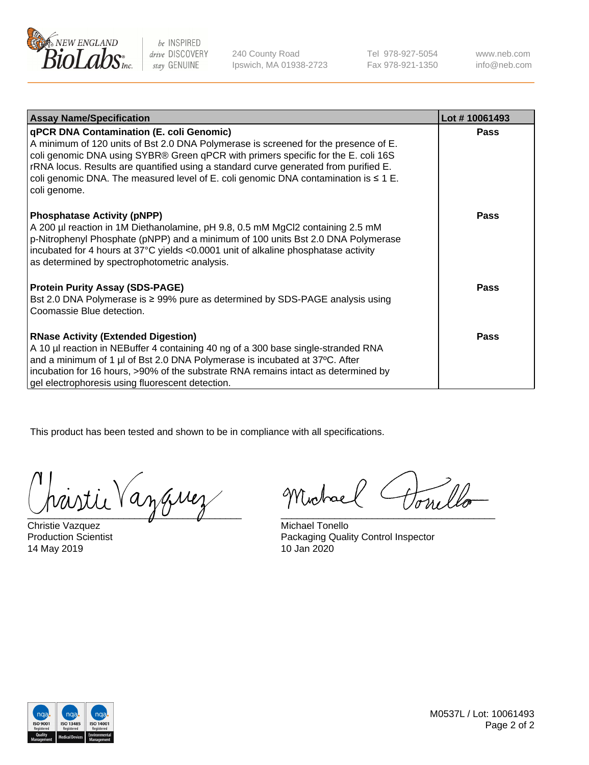240 County Road
Ipswich, MA 01938-2723

Tel 978-927-5054
Fax 978-921-1350

www.neb.com
info@neb.com

| Assay Name/Specification | Lot # 10061493 |
| --- | --- |
| **qPCR DNA Contamination (E. coli Genomic)**<br>A minimum of 120 units of Bst 2.0 DNA Polymerase is screened for the presence of E. coli genomic DNA using SYBR® Green qPCR with primers specific for the E. coli 16S rRNA locus. Results are quantified using a standard curve generated from purified E. coli genomic DNA. The measured level of E. coli genomic DNA contamination is ≤ 1 E. coli genome. | **Pass** |
| **Phosphatase Activity (pNPP)**<br>A 200 µl reaction in 1M Diethanolamine, pH 9.8, 0.5 mM $MgCl_2$ containing 2.5 mM p-Nitrophenyl Phosphate (pNPP) and a minimum of 100 units Bst 2.0 DNA Polymerase incubated for 4 hours at 37°C yields <0.0001 unit of alkaline phosphatase activity as determined by spectrophotometric analysis. | **Pass** |
| **Protein Purity Assay (SDS-PAGE)**<br>Bst 2.0 DNA Polymerase is ≥ 99% pure as determined by SDS-PAGE analysis using Coomassie Blue detection. | **Pass** |
| **RNase Activity (Extended Digestion)**<br>A 10 µl reaction in NEBuffer 4 containing 40 ng of a 300 base single-stranded RNA and a minimum of 1 µl of Bst 2.0 DNA Polymerase is incubated at 37ºC. After incubation for 16 hours, >90% of the substrate RNA remains intact as determined by gel electrophoresis using fluorescent detection. | **Pass** |

This product has been tested and shown to be in compliance with all specifications.

Christie Vazquez
Production Scientist
14 May 2019

Michael Tonello
Packaging Quality Control Inspector
10 Jan 2020

M0537L / Lot: 10061493